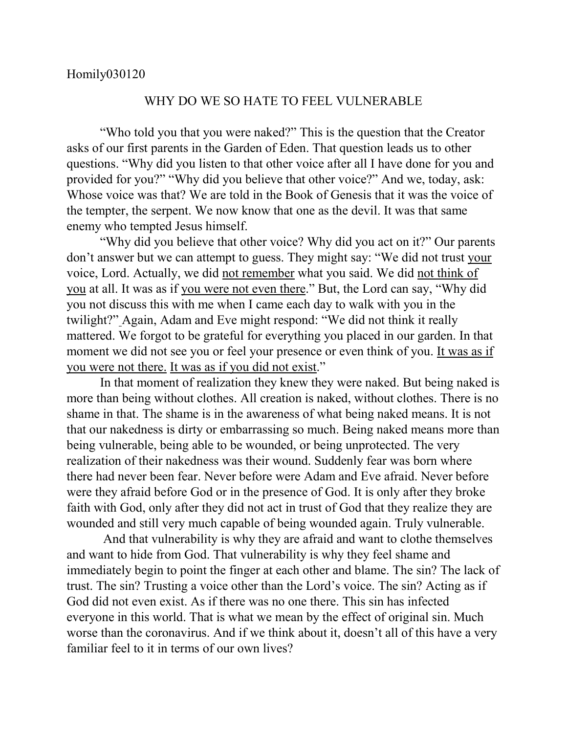Homily030120

# WHY DO WE SO HATE TO FEEL VULNERABLE

"Who told you that you were naked?" This is the question that the Creator asks of our first parents in the Garden of Eden. That question leads us to other questions. "Why did you listen to that other voice after all I have done for you and provided for you?" "Why did you believe that other voice?" And we, today, ask: Whose voice was that? We are told in the Book of Genesis that it was the voice of the tempter, the serpent. We now know that one as the devil. It was that same enemy who tempted Jesus himself.

"Why did you believe that other voice? Why did you act on it?" Our parents don't answer but we can attempt to guess. They might say: "We did not trust <u>your</u> voice, Lord. Actually, we did <u>not remember</u> what you said. We did <u>not think of you</u> at all. It was as if <u>you were not even there</u>." But, the Lord can say, "Why did you not discuss this with me when I came each day to walk with you in the twilight?" Again, Adam and Eve might respond: "We did not think it really mattered. We forgot to be grateful for everything you placed in our garden. In that moment we did not see you or feel your presence or even think of you. <u>It was as if you were not there.</u> <u>It was as if you did not exist</u>."

In that moment of realization they knew they were naked. But being naked is more than being without clothes. All creation is naked, without clothes. There is no shame in that. The shame is in the awareness of what being naked means. It is not that our nakedness is dirty or embarrassing so much. Being naked means more than being vulnerable, being able to be wounded, or being unprotected. The very realization of their nakedness was their wound. Suddenly fear was born where there had never been fear. Never before were Adam and Eve afraid. Never before were they afraid before God or in the presence of God. It is only after they broke faith with God, only after they did not act in trust of God that they realize they are wounded and still very much capable of being wounded again. Truly vulnerable.

And that vulnerability is why they are afraid and want to clothe themselves and want to hide from God. That vulnerability is why they feel shame and immediately begin to point the finger at each other and blame. The sin? The lack of trust. The sin? Trusting a voice other than the Lord's voice. The sin? Acting as if God did not even exist. As if there was no one there. This sin has infected everyone in this world. That is what we mean by the effect of original sin. Much worse than the coronavirus. And if we think about it, doesn't all of this have a very familiar feel to it in terms of our own lives?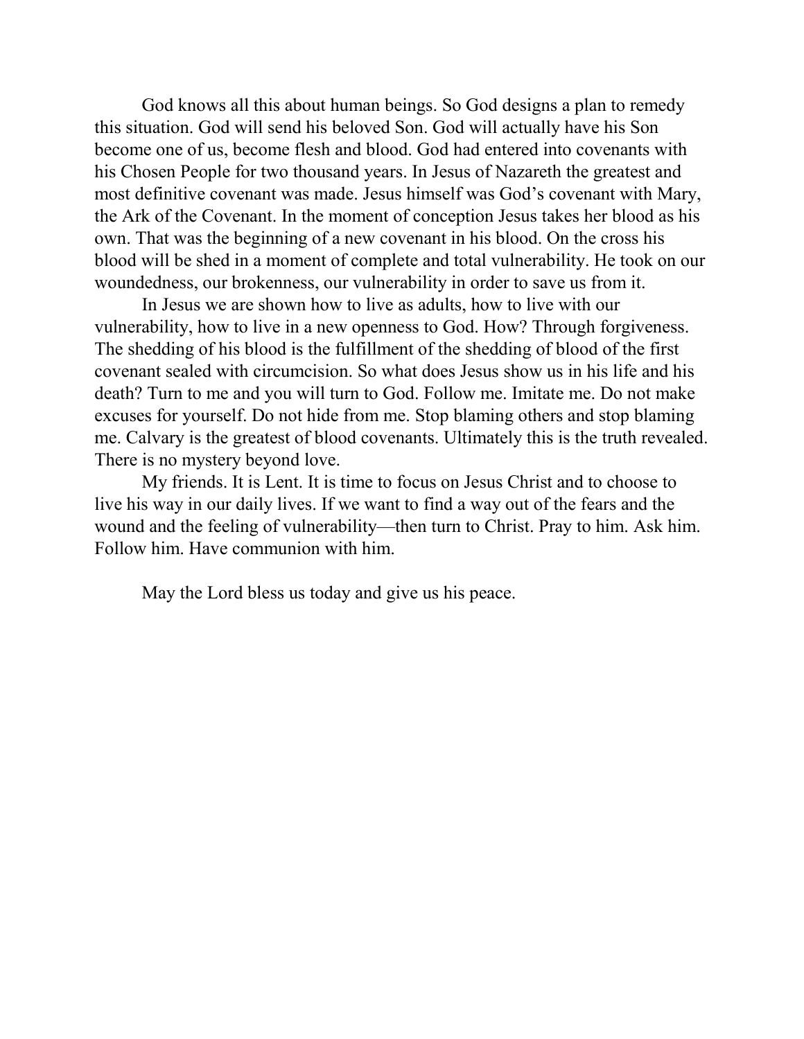God knows all this about human beings. So God designs a plan to remedy this situation. God will send his beloved Son. God will actually have his Son become one of us, become flesh and blood. God had entered into covenants with his Chosen People for two thousand years. In Jesus of Nazareth the greatest and most definitive covenant was made. Jesus himself was God's covenant with Mary, the Ark of the Covenant. In the moment of conception Jesus takes her blood as his own. That was the beginning of a new covenant in his blood. On the cross his blood will be shed in a moment of complete and total vulnerability. He took on our woundedness, our brokenness, our vulnerability in order to save us from it.

In Jesus we are shown how to live as adults, how to live with our vulnerability, how to live in a new openness to God. How? Through forgiveness. The shedding of his blood is the fulfillment of the shedding of blood of the first covenant sealed with circumcision. So what does Jesus show us in his life and his death? Turn to me and you will turn to God. Follow me. Imitate me. Do not make excuses for yourself. Do not hide from me. Stop blaming others and stop blaming me. Calvary is the greatest of blood covenants. Ultimately this is the truth revealed. There is no mystery beyond love.

My friends. It is Lent. It is time to focus on Jesus Christ and to choose to live his way in our daily lives. If we want to find a way out of the fears and the wound and the feeling of vulnerability—then turn to Christ. Pray to him. Ask him. Follow him. Have communion with him.

May the Lord bless us today and give us his peace.